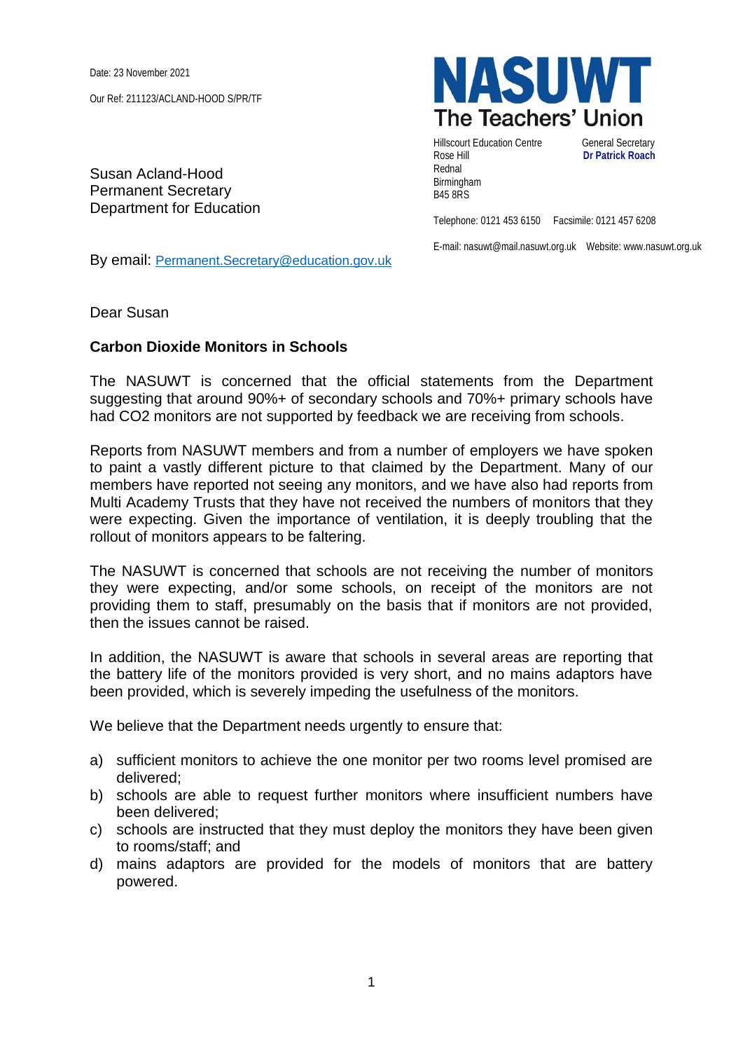Date: 23 November 2021

Our Ref: 211123/ACLAND-HOOD S/PR/TF

**NASUWT**
**The Teachers' Union**

Hillscourt Education Centre
Rose Hill
Rednal
Birmingham
B45 8RS

General Secretary
**Dr Patrick Roach**

Telephone: 0121 453 6150 Facsimile: 0121 457 6208

E-mail: nasuwt@mail.nasuwt.org.uk Website: www.nasuwt.org.uk

Susan Acland-Hood
Permanent Secretary
Department for Education

By email: Permanent.Secretary@education.gov.uk

Dear Susan

**Carbon Dioxide Monitors in Schools**

The NASUWT is concerned that the official statements from the Department suggesting that around 90%+ of secondary schools and 70%+ primary schools have had $CO_2$ monitors are not supported by feedback we are receiving from schools.

Reports from NASUWT members and from a number of employers we have spoken to paint a vastly different picture to that claimed by the Department. Many of our members have reported not seeing any monitors, and we have also had reports from Multi Academy Trusts that they have not received the numbers of monitors that they were expecting. Given the importance of ventilation, it is deeply troubling that the rollout of monitors appears to be faltering.

The NASUWT is concerned that schools are not receiving the number of monitors they were expecting, and/or some schools, on receipt of the monitors are not providing them to staff, presumably on the basis that if monitors are not provided, then the issues cannot be raised.

In addition, the NASUWT is aware that schools in several areas are reporting that the battery life of the monitors provided is very short, and no mains adaptors have been provided, which is severely impeding the usefulness of the monitors.

We believe that the Department needs urgently to ensure that:

a) sufficient monitors to achieve the one monitor per two rooms level promised are delivered;
b) schools are able to request further monitors where insufficient numbers have been delivered;
c) schools are instructed that they must deploy the monitors they have been given to rooms/staff; and
d) mains adaptors are provided for the models of monitors that are battery powered.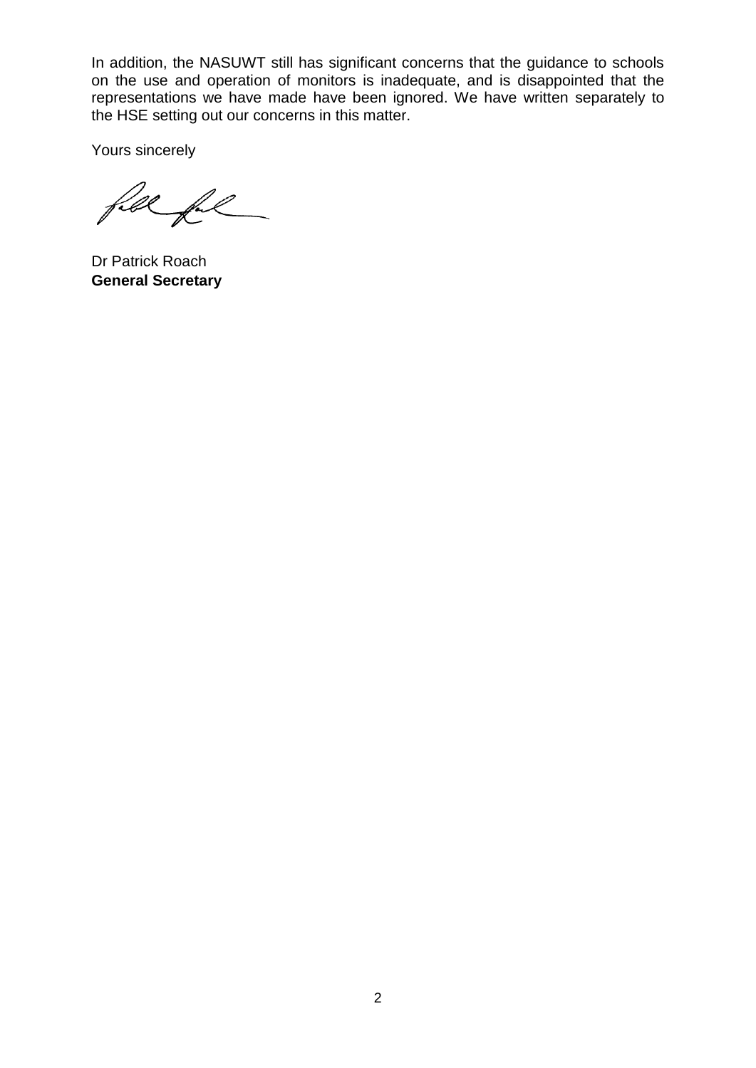In addition, the NASUWT still has significant concerns that the guidance to schools on the use and operation of monitors is inadequate, and is disappointed that the representations we have made have been ignored. We have written separately to the HSE setting out our concerns in this matter.

Yours sincerely

Dr Patrick Roach
**General Secretary**